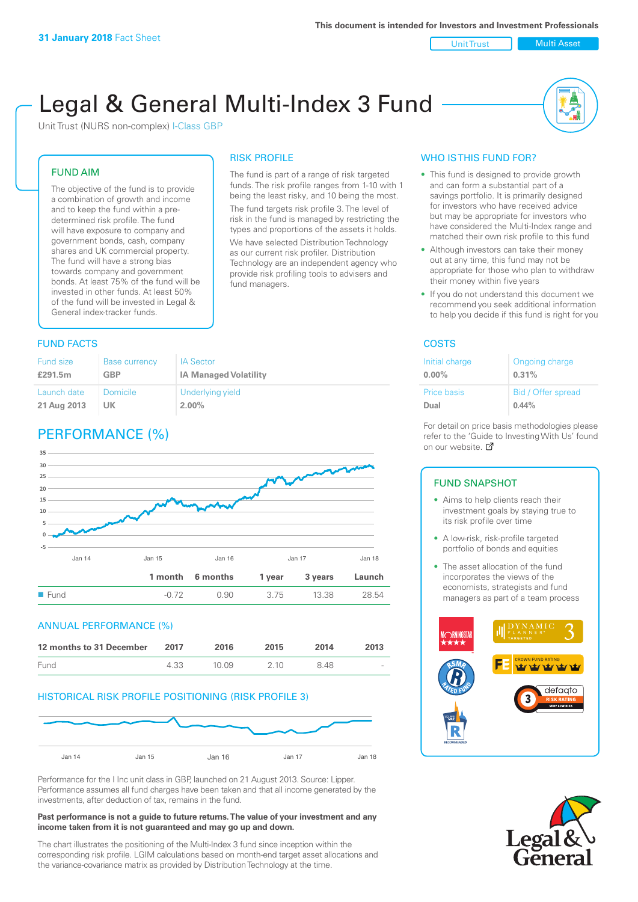**31 January 2018** Fact Sheet

This document is intended for Investors and Investment Professionals

Unit Trust | Multi Asset

# Legal & General Multi-Index 3 Fund

Unit Trust (NURS non-complex) I-Class GBP

## FUND AIM

The objective of the fund is to provide a combination of growth and income and to keep the fund within a pre-determined risk profile. The fund will have exposure to company and government bonds, cash, company shares and UK commercial property. The fund will have a strong bias towards company and government bonds. At least 75% of the fund will be invested in other funds. At least 50% of the fund will be invested in Legal & General index-tracker funds.

## RISK PROFILE

The fund is part of a range of risk targeted funds. The risk profile ranges from 1-10 with 1 being the least risky, and 10 being the most.

The fund targets risk profile 3. The level of risk in the fund is managed by restricting the types and proportions of the assets it holds.

We have selected Distribution Technology as our current risk profiler. Distribution Technology are an independent agency who provide risk profiling tools to advisers and fund managers.

## WHO IS THIS FUND FOR?

- This fund is designed to provide growth and can form a substantial part of a savings portfolio. It is primarily designed for investors who have received advice but may be appropriate for investors who have considered the Multi-Index range and matched their own risk profile to this fund
- Although investors can take their money out at any time, this fund may not be appropriate for those who plan to withdraw their money within five years
- If you do not understand this document we recommend you seek additional information to help you decide if this fund is right for you

## FUND FACTS

| Fund size | Base currency | IA Sector |
|---|---|---|
| **£291.5m** | **GBP** | **IA Managed Volatility** |
| **Launch date** | **Domicile** | **Underlying yield** |
| **21 Aug 2013** | **UK** | **2.00%** |

## COSTS

| Initial charge | Ongoing charge |
|---|---|
| **0.00%** | **0.31%** |
| **Price basis** | **Bid / Offer spread** |
| **Dual** | **0.44%** |

For detail on price basis methodologies please refer to the 'Guide to Investing With Us' found on our website.

## PERFORMANCE (%)

| | 1 month | 6 months | 1 year | 3 years | Launch |
|---|---|---|---|---|---|
| Fund | -0.72 | 0.90 | 3.75 | 13.38 | 28.54 |

## ANNUAL PERFORMANCE (%)

| 12 months to 31 December | 2017 | 2016 | 2015 | 2014 | 2013 |
|---|---|---|---|---|---|
| Fund | 4.33 | 10.09 | 2.10 | 8.48 | - |

## HISTORICAL RISK PROFILE POSITIONING (RISK PROFILE 3)

Performance for the I Inc unit class in GBP, launched on 21 August 2013. Source: Lipper. Performance assumes all fund charges have been taken and that all income generated by the investments, after deduction of tax, remains in the fund.

**Past performance is not a guide to future returns. The value of your investment and any income taken from it is not guaranteed and may go up and down.**

The chart illustrates the positioning of the Multi-Index 3 fund since inception within the corresponding risk profile. LGIM calculations based on month-end target asset allocations and the variance-covariance matrix as provided by Distribution Technology at the time.

## FUND SNAPSHOT

- Aims to help clients reach their investment goals by staying true to its risk profile over time
- A low-risk, risk-profile targeted portfolio of bonds and equities
- The asset allocation of the fund incorporates the views of the economists, strategists and fund managers as part of a team process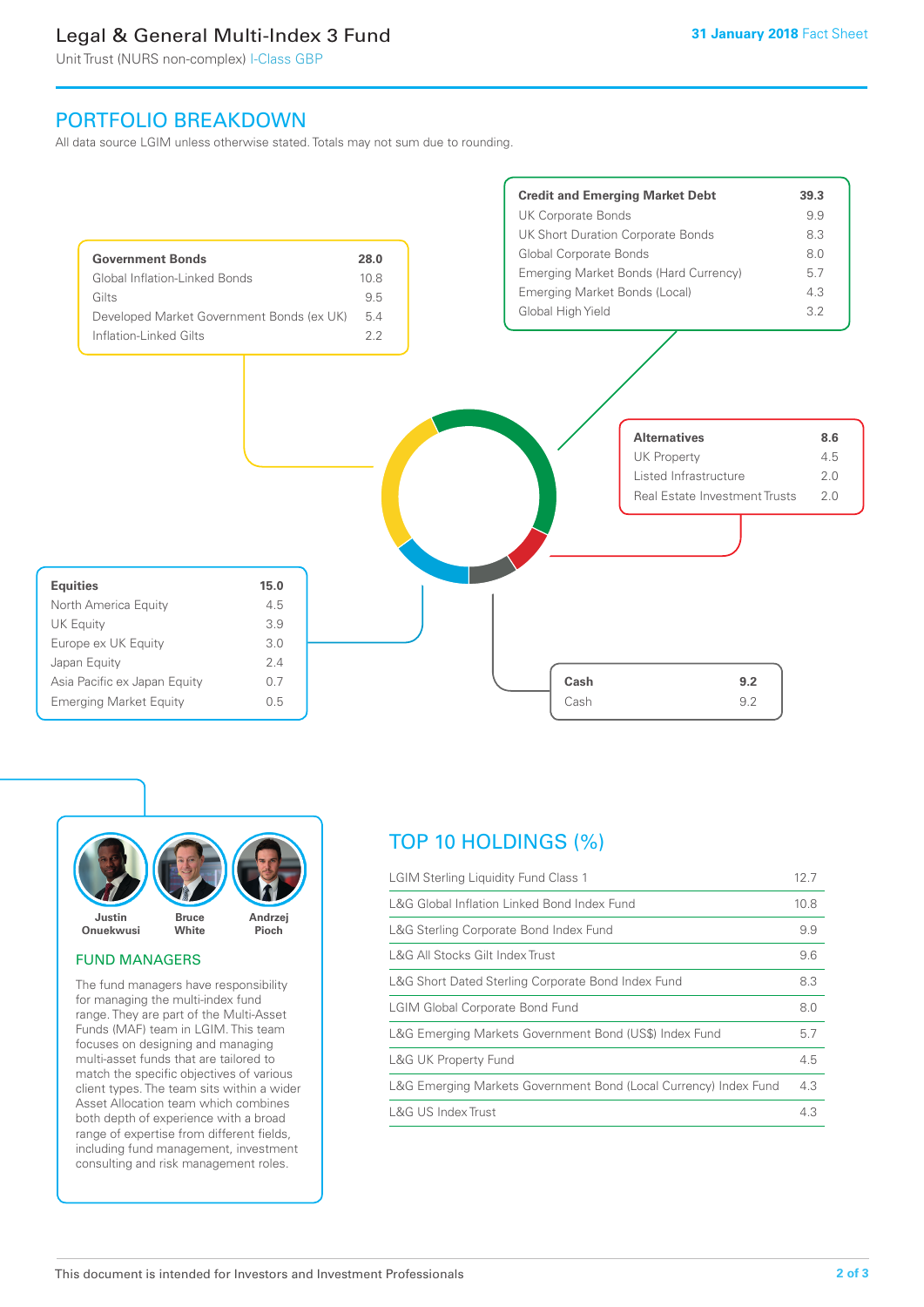# Legal & General Multi-Index 3 Fund

Unit Trust (NURS non-complex) I-Class GBP

31 January 2018 Fact Sheet

## PORTFOLIO BREAKDOWN

All data source LGIM unless otherwise stated. Totals may not sum due to rounding.

| **Credit and Emerging Market Debt** | **39.3** |
|---|---|
| UK Corporate Bonds | 9.9 |
| UK Short Duration Corporate Bonds | 8.3 |
| Global Corporate Bonds | 8.0 |
| Emerging Market Bonds (Hard Currency) | 5.7 |
| Emerging Market Bonds (Local) | 4.3 |
| Global High Yield | 3.2 |

| **Government Bonds** | **28.0** |
|---|---|
| Global Inflation-Linked Bonds | 10.8 |
| Gilts | 9.5 |
| Developed Market Government Bonds (ex UK) | 5.4 |
| Inflation-Linked Gilts | 2.2 |

| **Alternatives** | **8.6** |
|---|---|
| UK Property | 4.5 |
| Listed Infrastructure | 2.0 |
| Real Estate Investment Trusts | 2.0 |

| **Equities** | **15.0** |
|---|---|
| North America Equity | 4.5 |
| UK Equity | 3.9 |
| Europe ex UK Equity | 3.0 |
| Japan Equity | 2.4 |
| Asia Pacific ex Japan Equity | 0.7 |
| Emerging Market Equity | 0.5 |

| **Cash** | **9.2** |
|---|---|
| Cash | 9.2 |

Justin Onuekwusi · Bruce White · Andrzej Pioch

## FUND MANAGERS

The fund managers have responsibility for managing the multi-index fund range. They are part of the Multi-Asset Funds (MAF) team in LGIM. This team focuses on designing and managing multi-asset funds that are tailored to match the specific objectives of various client types. The team sits within a wider Asset Allocation team which combines both depth of experience with a broad range of expertise from different fields, including fund management, investment consulting and risk management roles.

## TOP 10 HOLDINGS (%)

| Holding | % |
|---|---|
| LGIM Sterling Liquidity Fund Class 1 | 12.7 |
| L&G Global Inflation Linked Bond Index Fund | 10.8 |
| L&G Sterling Corporate Bond Index Fund | 9.9 |
| L&G All Stocks Gilt Index Trust | 9.6 |
| L&G Short Dated Sterling Corporate Bond Index Fund | 8.3 |
| LGIM Global Corporate Bond Fund | 8.0 |
| L&G Emerging Markets Government Bond (US$) Index Fund | 5.7 |
| L&G UK Property Fund | 4.5 |
| L&G Emerging Markets Government Bond (Local Currency) Index Fund | 4.3 |
| L&G US Index Trust | 4.3 |

This document is intended for Investors and Investment Professionals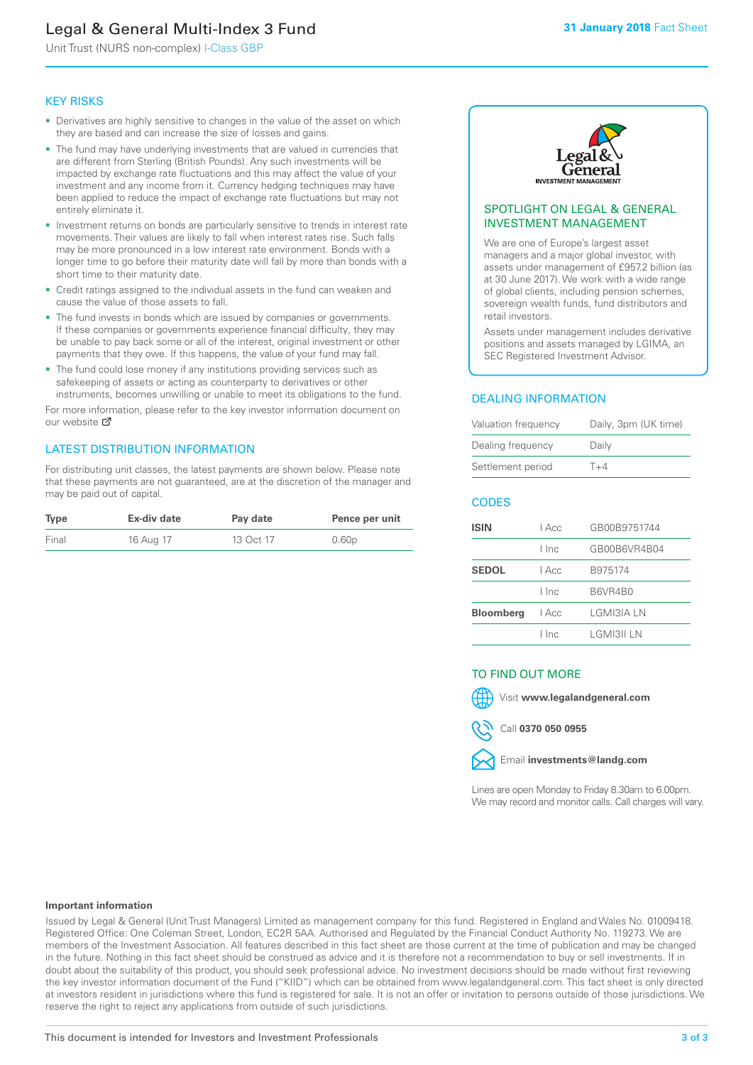# Legal & General Multi-Index 3 Fund

Unit Trust (NURS non-complex) I-Class GBP

**31 January 2018** Fact Sheet

## KEY RISKS

- Derivatives are highly sensitive to changes in the value of the asset on which they are based and can increase the size of losses and gains.
- The fund may have underlying investments that are valued in currencies that are different from Sterling (British Pounds). Any such investments will be impacted by exchange rate fluctuations and this may affect the value of your investment and any income from it. Currency hedging techniques may have been applied to reduce the impact of exchange rate fluctuations but may not entirely eliminate it.
- Investment returns on bonds are particularly sensitive to trends in interest rate movements. Their values are likely to fall when interest rates rise. Such falls may be more pronounced in a low interest rate environment. Bonds with a longer time to go before their maturity date will fall by more than bonds with a short time to their maturity date.
- Credit ratings assigned to the individual assets in the fund can weaken and cause the value of those assets to fall.
- The fund invests in bonds which are issued by companies or governments. If these companies or governments experience financial difficulty, they may be unable to pay back some or all of the interest, original investment or other payments that they owe. If this happens, the value of your fund may fall.
- The fund could lose money if any institutions providing services such as safekeeping of assets or acting as counterparty to derivatives or other instruments, becomes unwilling or unable to meet its obligations to the fund.

For more information, please refer to the key investor information document on our website

## LATEST DISTRIBUTION INFORMATION

For distributing unit classes, the latest payments are shown below. Please note that these payments are not guaranteed, are at the discretion of the manager and may be paid out of capital.

| Type | Ex-div date | Pay date | Pence per unit |
|---|---|---|---|
| Final | 16 Aug 17 | 13 Oct 17 | 0.60p |

## SPOTLIGHT ON LEGAL & GENERAL INVESTMENT MANAGEMENT

We are one of Europe's largest asset managers and a major global investor, with assets under management of £957.2 billion (as at 30 June 2017). We work with a wide range of global clients, including pension schemes, sovereign wealth funds, fund distributors and retail investors.

Assets under management includes derivative positions and assets managed by LGIMA, an SEC Registered Investment Advisor.

## DEALING INFORMATION

| | |
|---|---|
| Valuation frequency | Daily, 3pm (UK time) |
| Dealing frequency | Daily |
| Settlement period | T+4 |

## CODES

| | | |
|---|---|---|
| **ISIN** | I Acc | GB00B9751744 |
| | I Inc | GB00B6VR4B04 |
| **SEDOL** | I Acc | B975174 |
| | I Inc | B6VR4B0 |
| **Bloomberg** | I Acc | LGMI3IA LN |
| | I Inc | LGMI3II LN |

## TO FIND OUT MORE

Visit **www.legalandgeneral.com**

Call **0370 050 0955**

Email **investments@landg.com**

Lines are open Monday to Friday 8.30am to 6.00pm. We may record and monitor calls. Call charges will vary.

**Important information**

Issued by Legal & General (Unit Trust Managers) Limited as management company for this fund. Registered in England and Wales No. 01009418. Registered Office: One Coleman Street, London, EC2R 5AA. Authorised and Regulated by the Financial Conduct Authority No. 119273. We are members of the Investment Association. All features described in this fact sheet are those current at the time of publication and may be changed in the future. Nothing in this fact sheet should be construed as advice and it is therefore not a recommendation to buy or sell investments. If in doubt about the suitability of this product, you should seek professional advice. No investment decisions should be made without first reviewing the key investor information document of the Fund ("KIID") which can be obtained from www.legalandgeneral.com. This fact sheet is only directed at investors resident in jurisdictions where this fund is registered for sale. It is not an offer or invitation to persons outside of those jurisdictions. We reserve the right to reject any applications from outside of such jurisdictions.

This document is intended for Investors and Investment Professionals